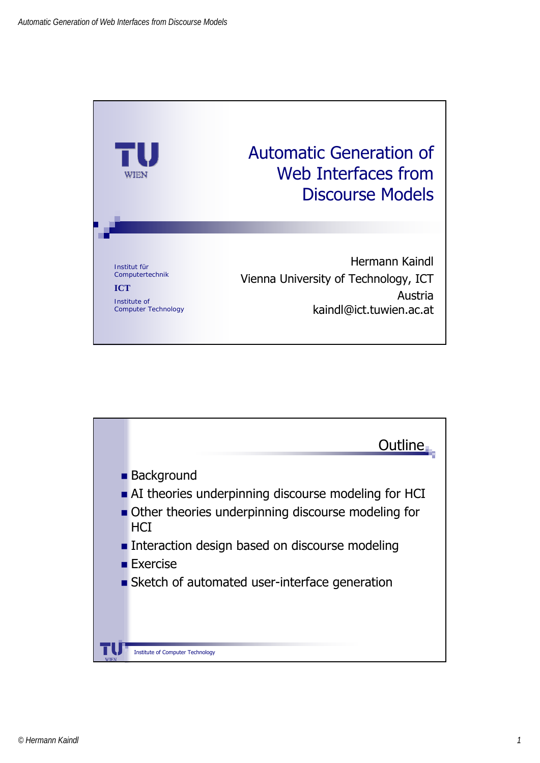# Automatic Generation of Web Interfaces from Discourse Models

Institut für Computertechnik

ICT

Institute of Computer Technology

Hermann Kaindl

Vienna University of Technology, ICT

Austria

kaindl@ict.tuwien.ac.at

## Outline

- Background
- AI theories underpinning discourse modeling for HCI
- Other theories underpinning discourse modeling for HCI
- Interaction design based on discourse modeling
- Exercise
- Sketch of automated user-interface generation

Institute of Computer Technology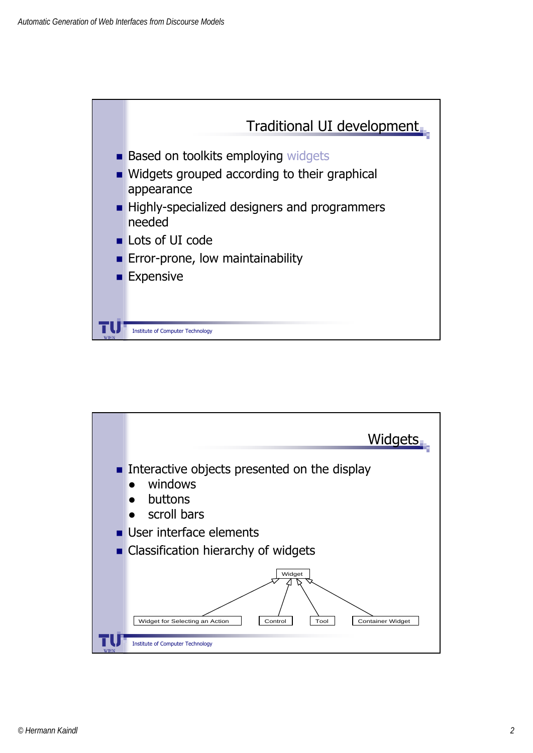## Traditional UI development

- Based on toolkits employing widgets
- Widgets grouped according to their graphical appearance
- Highly-specialized designers and programmers needed
- Lots of UI code
- Error-prone, low maintainability
- Expensive

Institute of Computer Technology

## Widgets

- Interactive objects presented on the display
  - windows
  - buttons
  - scroll bars
- User interface elements
- Classification hierarchy of widgets

Widget

Widget for Selecting an Action

Control

Tool

Container Widget

Institute of Computer Technology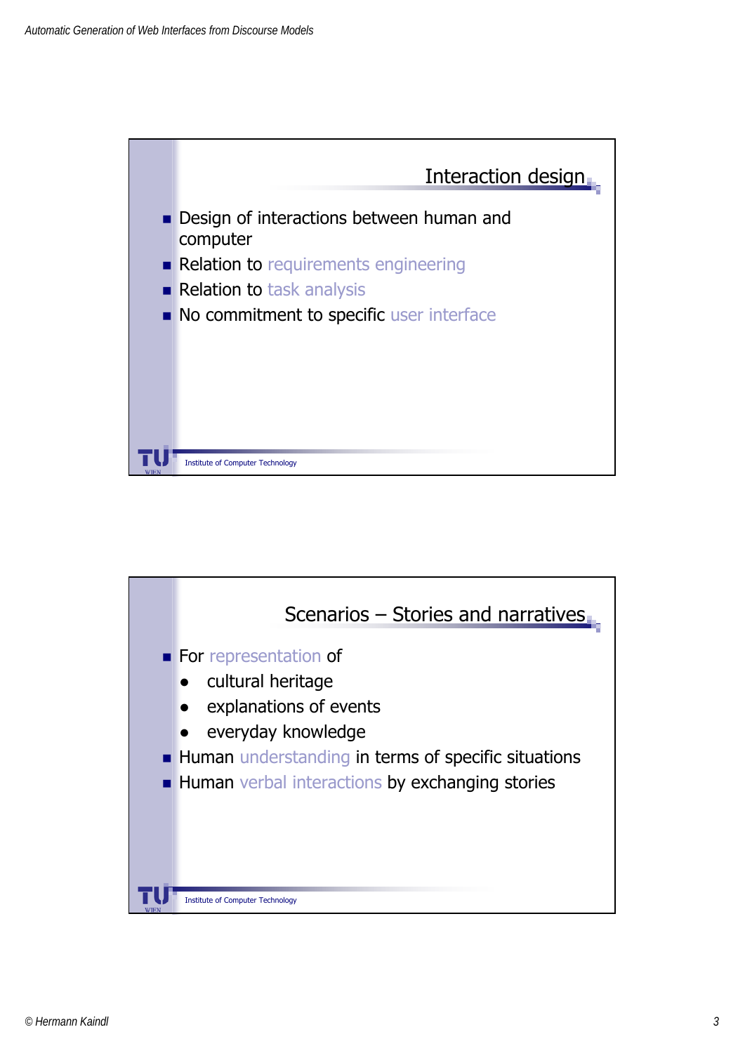## Interaction design

- Design of interactions between human and computer
- Relation to requirements engineering
- Relation to task analysis
- No commitment to specific user interface

Institute of Computer Technology

## Scenarios – Stories and narratives

- For representation of
  - cultural heritage
  - explanations of events
  - everyday knowledge
- Human understanding in terms of specific situations
- Human verbal interactions by exchanging stories

Institute of Computer Technology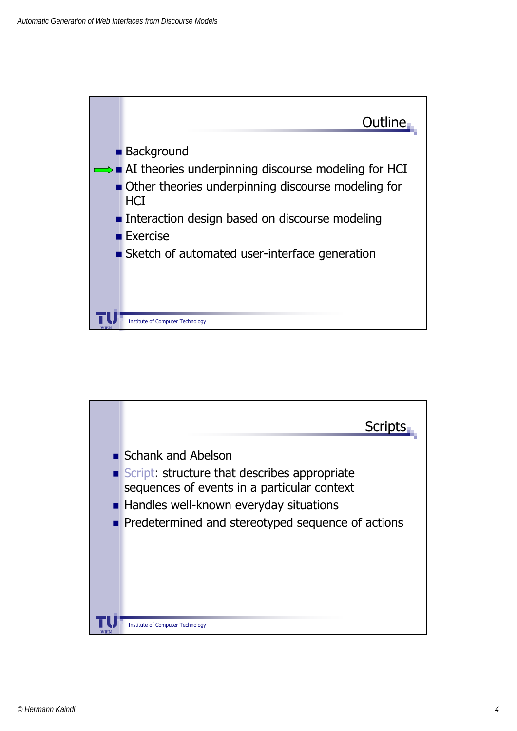## Outline

- Background
- ➡ AI theories underpinning discourse modeling for HCI
- Other theories underpinning discourse modeling for HCI
- Interaction design based on discourse modeling
- Exercise
- Sketch of automated user-interface generation

Institute of Computer Technology

## Scripts

- Schank and Abelson
- Script: structure that describes appropriate sequences of events in a particular context
- Handles well-known everyday situations
- Predetermined and stereotyped sequence of actions

Institute of Computer Technology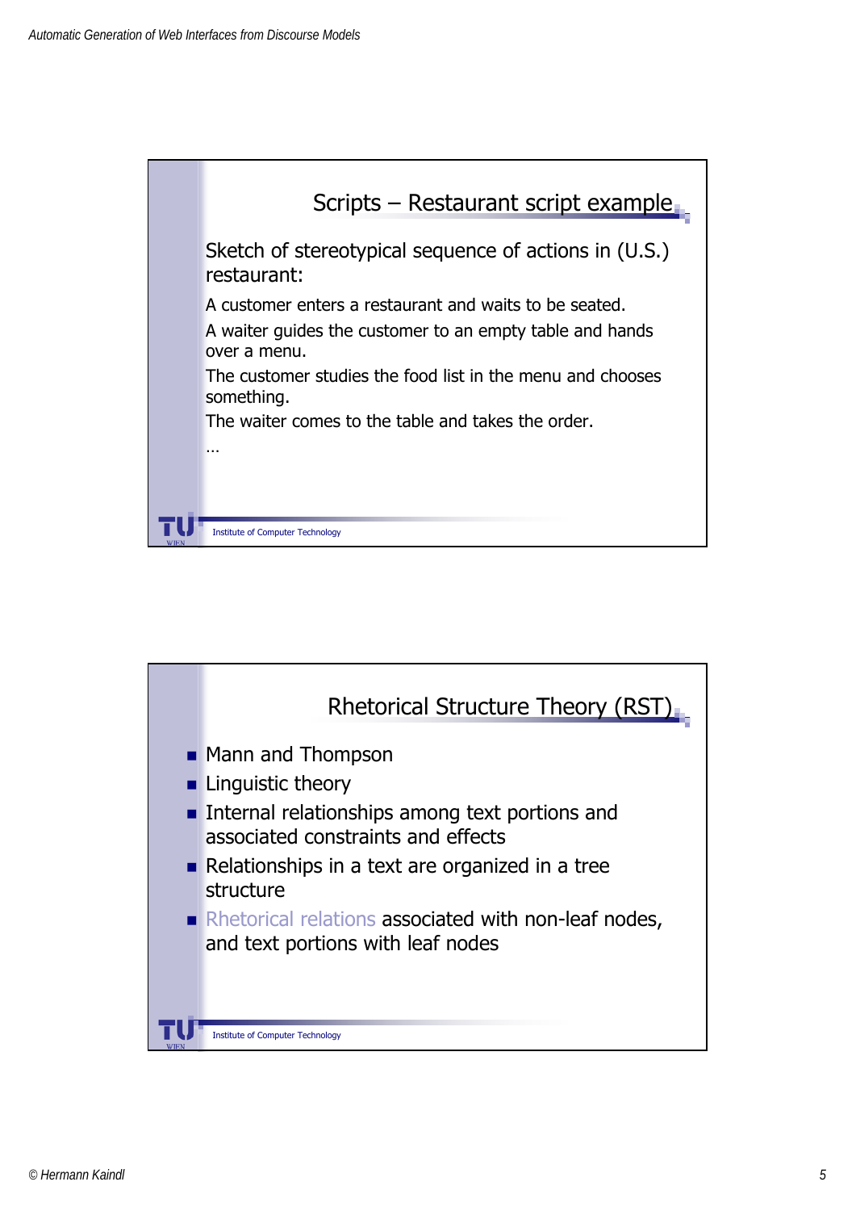## Scripts – Restaurant script example

Sketch of stereotypical sequence of actions in (U.S.) restaurant:

A customer enters a restaurant and waits to be seated.

A waiter guides the customer to an empty table and hands over a menu.

The customer studies the food list in the menu and chooses something.

The waiter comes to the table and takes the order.

…

Institute of Computer Technology

## Rhetorical Structure Theory (RST)

- Mann and Thompson
- Linguistic theory
- Internal relationships among text portions and associated constraints and effects
- Relationships in a text are organized in a tree structure
- Rhetorical relations associated with non-leaf nodes, and text portions with leaf nodes

Institute of Computer Technology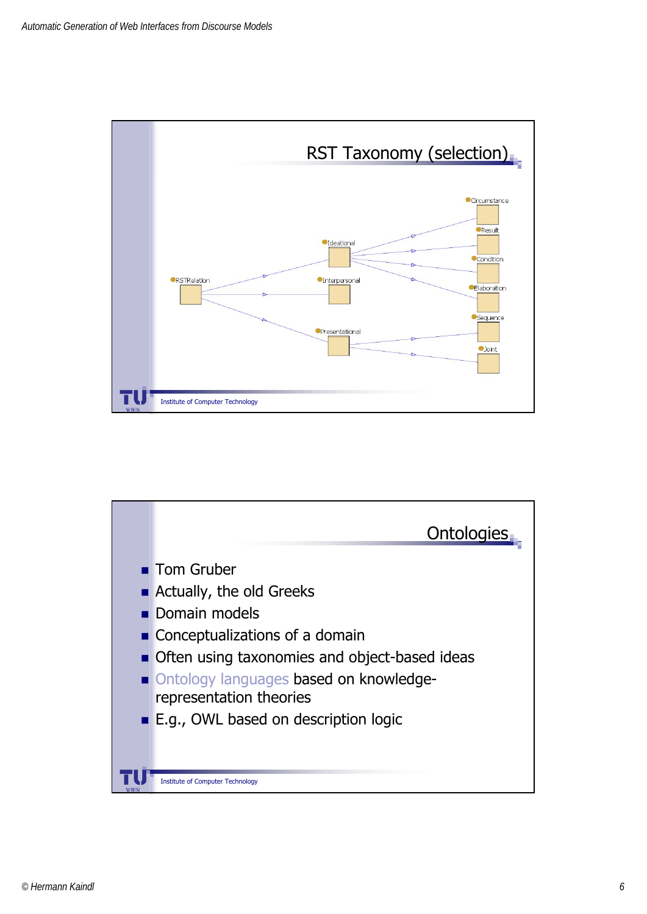## RST Taxonomy (selection)

RSTRelation

Ideational

Interpersonal

Presentational

Circumstance

Result

Condition

Elaboration

Sequence

Joint

Institute of Computer Technology

## Ontologies

- Tom Gruber
- Actually, the old Greeks
- Domain models
- Conceptualizations of a domain
- Often using taxonomies and object-based ideas
- Ontology languages based on knowledge-representation theories
- E.g., OWL based on description logic

Institute of Computer Technology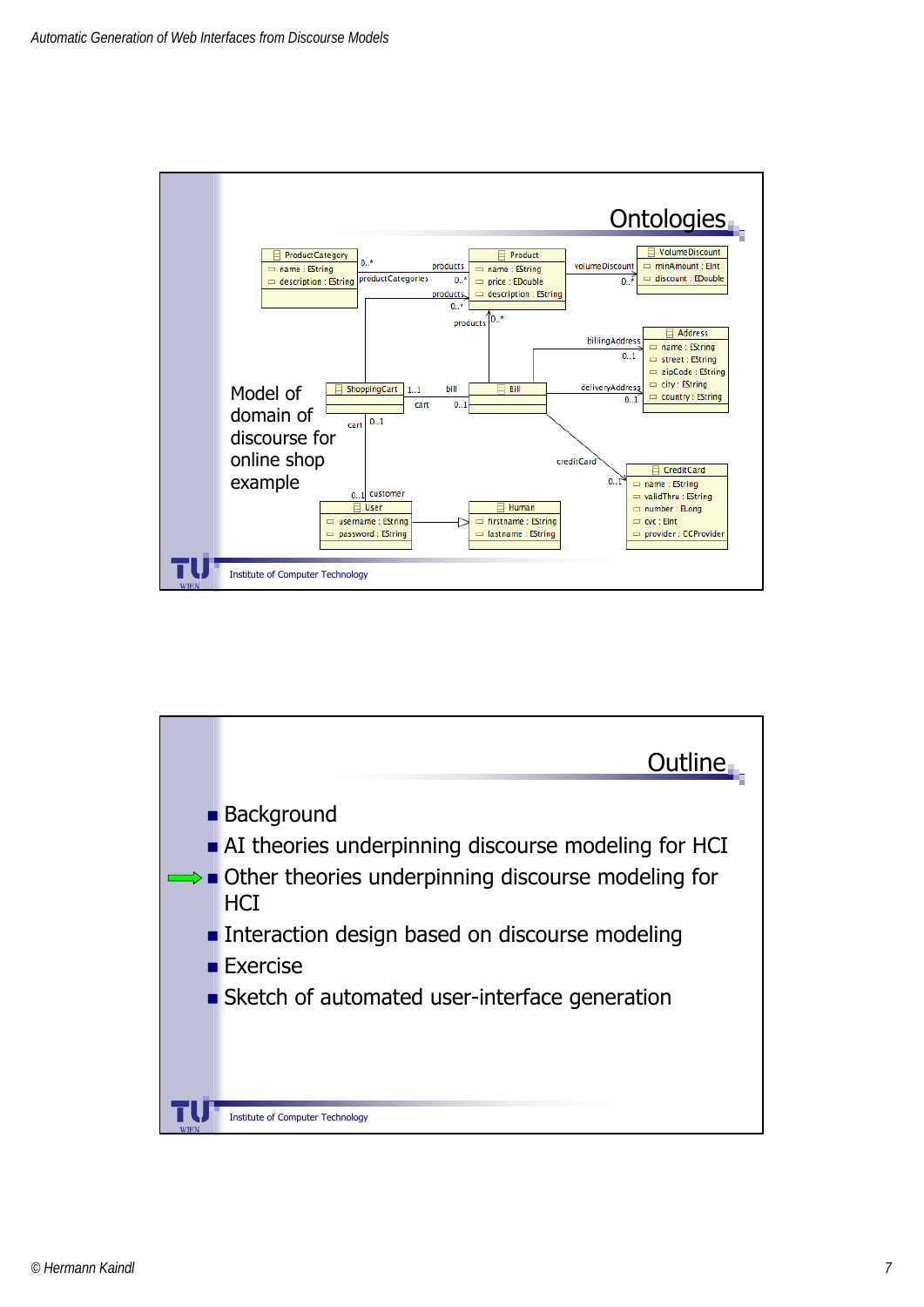## Ontologies

Model of domain of discourse for online shop example

ProductCategory
name : EString
description : EString

Product
name : EString
price : EDouble
description : EString

VolumeDiscount
minAmount : EInt
discount : EDouble

Address
name : EString
street : EString
zipCode : EString
city : EString
country : EString

ShoppingCart

Bill

CreditCard
name : EString
validThru : EString
number : ELong
cvc : EInt
provider : CCProvider

User
username : EString
password : EString

Human
firstname : EString
lastname : EString

0..* products productCategories 0..* products 0..* products 0..* volumeDiscount 0..* billingAddress 0..1 deliveryAddress 0..1 1..1 bill cart 0..1 cart 0..1 creditCard 0..1 0..1 customer

Institute of Computer Technology

## Outline

- Background
- AI theories underpinning discourse modeling for HCI
- ➡ Other theories underpinning discourse modeling for HCI
- Interaction design based on discourse modeling
- Exercise
- Sketch of automated user-interface generation

Institute of Computer Technology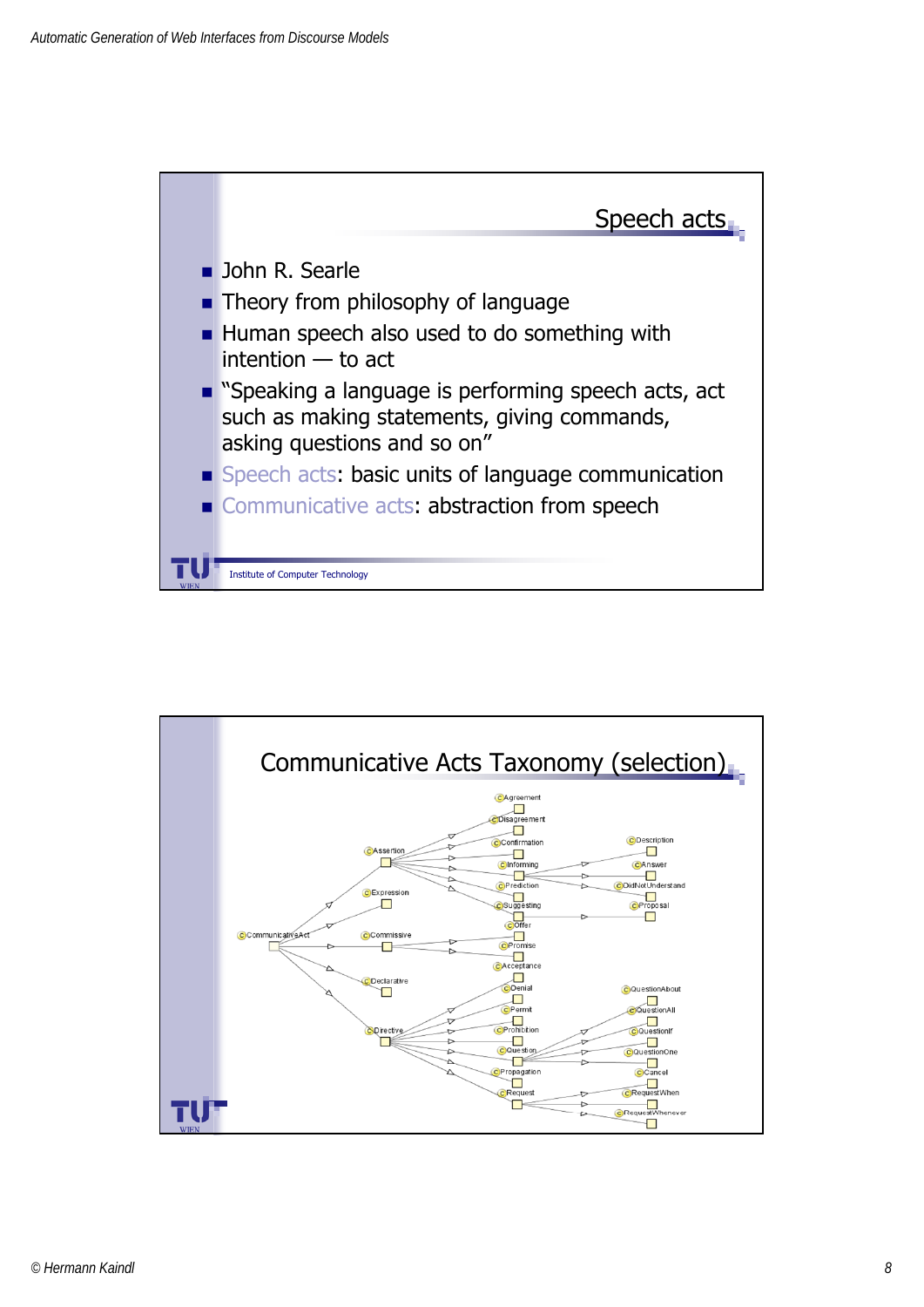## Speech acts

- John R. Searle
- Theory from philosophy of language
- Human speech also used to do something with intention — to act
- "Speaking a language is performing speech acts, act such as making statements, giving commands, asking questions and so on"
- Speech acts: basic units of language communication
- Communicative acts: abstraction from speech

Institute of Computer Technology

## Communicative Acts Taxonomy (selection)

CommunicativeAct
Assertion
Expression
Commissive
Declarative
Directive
Agreement
Disagreement
Confirmation
Informing
Prediction
Suggesting
Offer
Promise
Acceptance
Denial
Permit
Prohibition
Question
Propagation
Request
Description
Answer
DidNotUnderstand
Proposal
QuestionAbout
QuestionAll
QuestionIf
QuestionOne
Cancel
RequestWhen
RequestWhenever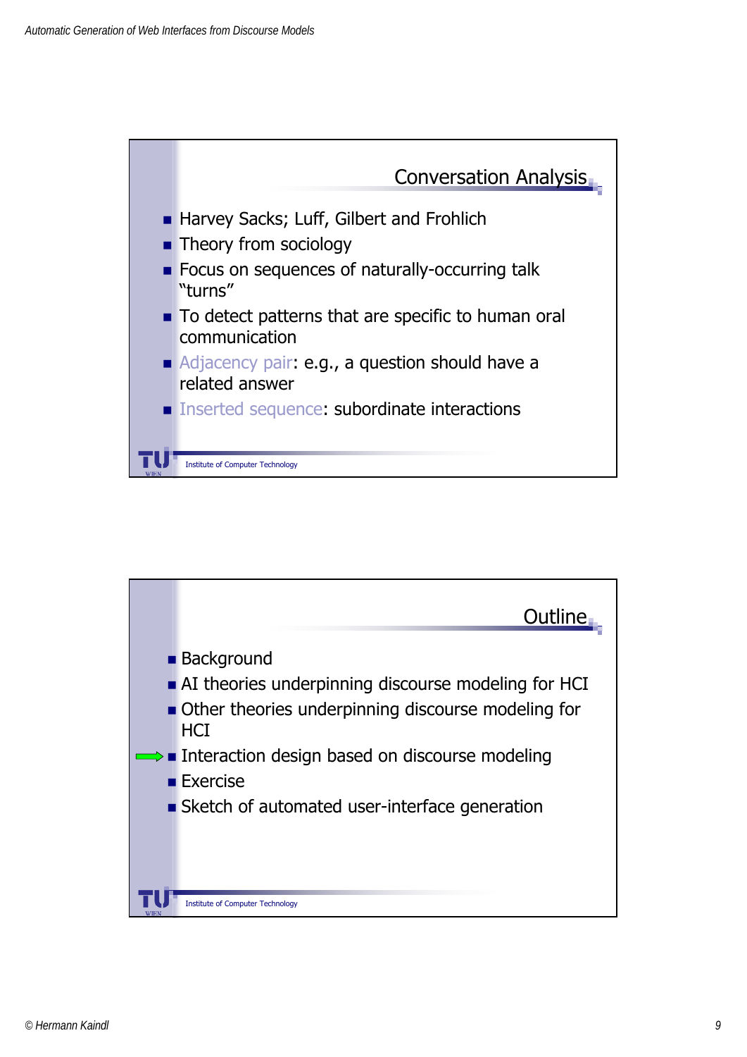## Conversation Analysis

- Harvey Sacks; Luff, Gilbert and Frohlich
- Theory from sociology
- Focus on sequences of naturally-occurring talk "turns"
- To detect patterns that are specific to human oral communication
- Adjacency pair: e.g., a question should have a related answer
- Inserted sequence: subordinate interactions

Institute of Computer Technology

## Outline

- Background
- AI theories underpinning discourse modeling for HCI
- Other theories underpinning discourse modeling for HCI
- ➡ Interaction design based on discourse modeling
- Exercise
- Sketch of automated user-interface generation

Institute of Computer Technology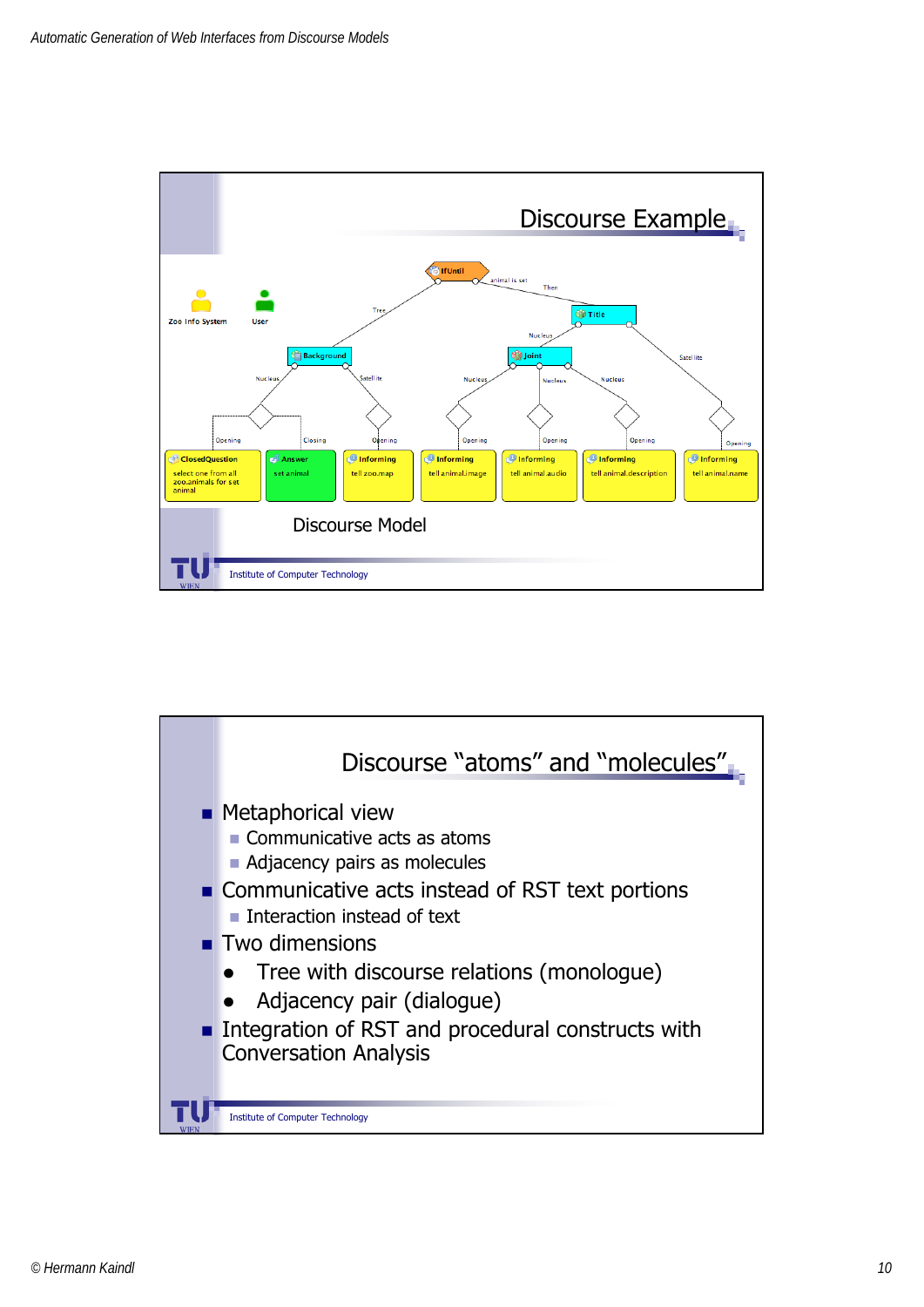## Discourse Example

Zoo Info System

User

IfUntil

animal is set

Tree

Then

Title

Nucleus

Satellite

Background

Joint

Nucleus

Satellite

Nucleus

Nucleus

Nucleus

Opening

Closing

Opening

Opening

Opening

Opening

Opening

ClosedQuestion

select one from all zoo.animals for set animal

Answer

set animal

Informing

tell zoo.map

Informing

tell animal.image

Informing

tell animal.audio

Informing

tell animal.description

Informing

tell animal.name

Discourse Model

Institute of Computer Technology

## Discourse “atoms” and “molecules”

- Metaphorical view
  - Communicative acts as atoms
  - Adjacency pairs as molecules
- Communicative acts instead of RST text portions
  - Interaction instead of text
- Two dimensions
  - Tree with discourse relations (monologue)
  - Adjacency pair (dialogue)
- Integration of RST and procedural constructs with Conversation Analysis

Institute of Computer Technology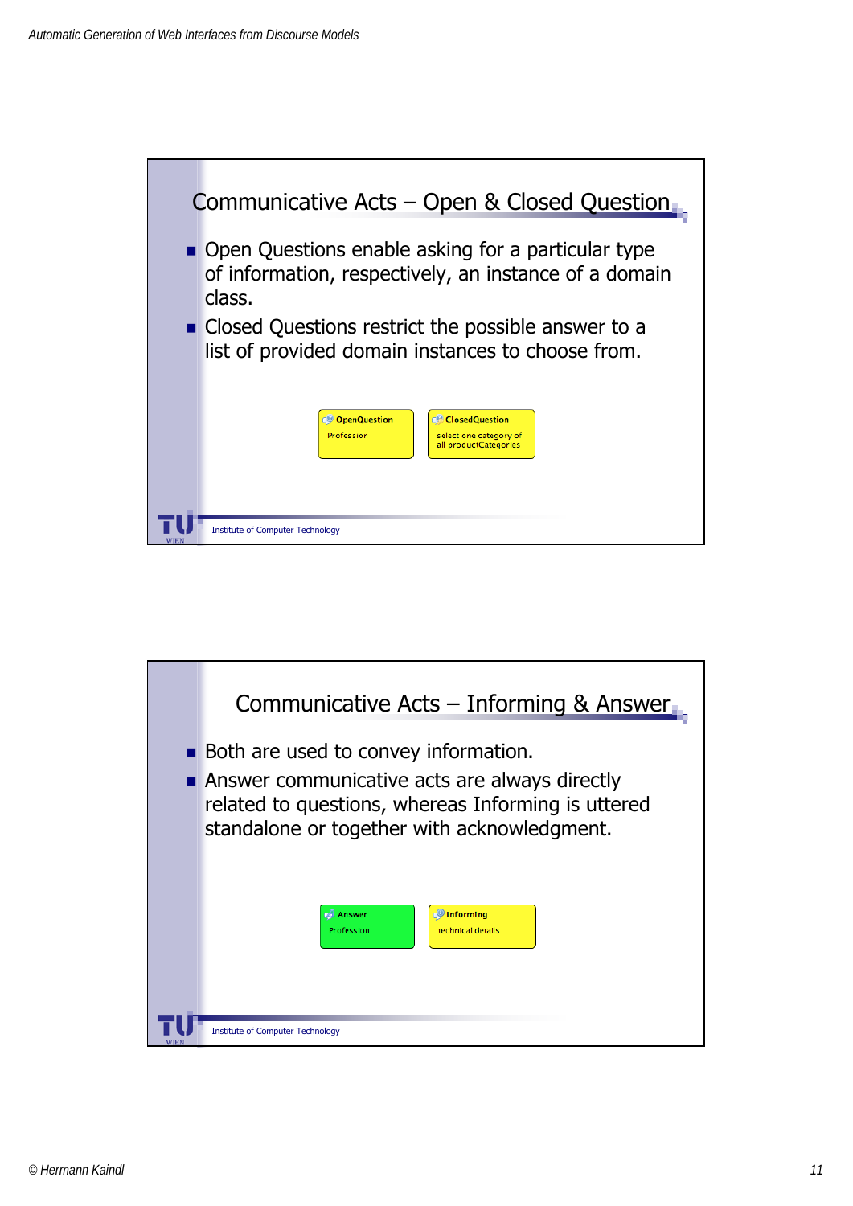## Communicative Acts – Open & Closed Question

- Open Questions enable asking for a particular type of information, respectively, an instance of a domain class.
- Closed Questions restrict the possible answer to a list of provided domain instances to choose from.

OpenQuestion
Profession

ClosedQuestion
select one category of all productCategories

Institute of Computer Technology

## Communicative Acts – Informing & Answer

- Both are used to convey information.
- Answer communicative acts are always directly related to questions, whereas Informing is uttered standalone or together with acknowledgment.

Answer
Profession

Informing
technical details

Institute of Computer Technology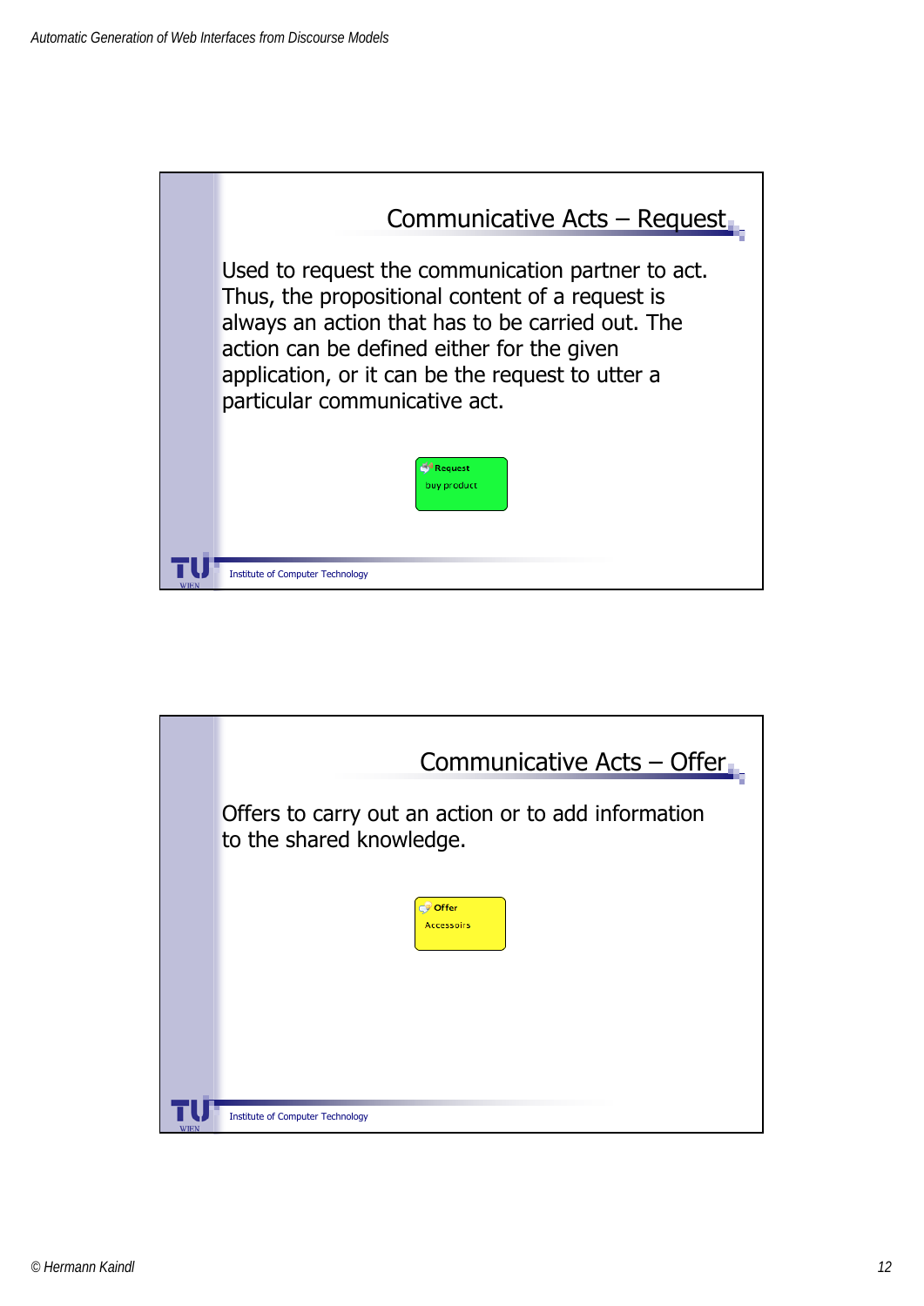## Communicative Acts – Request

Used to request the communication partner to act. Thus, the propositional content of a request is always an action that has to be carried out. The action can be defined either for the given application, or it can be the request to utter a particular communicative act.

Request
buy product

Institute of Computer Technology

## Communicative Acts – Offer

Offers to carry out an action or to add information to the shared knowledge.

Offer
Accessoirs

Institute of Computer Technology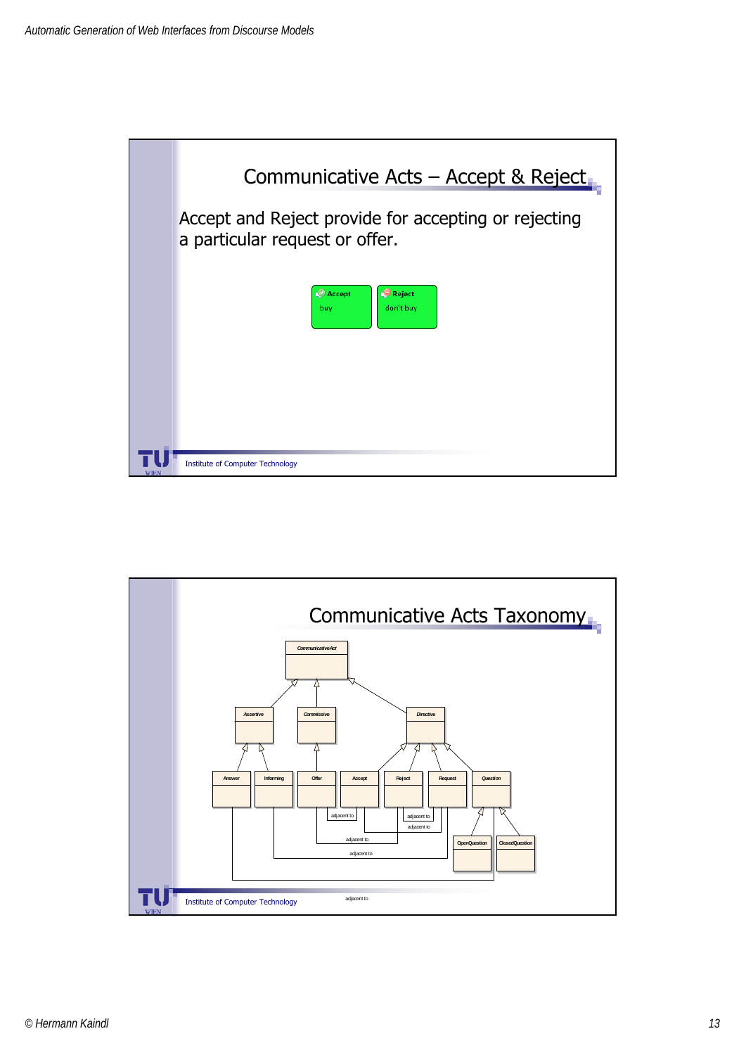## Communicative Acts – Accept & Reject

Accept and Reject provide for accepting or rejecting a particular request or offer.

Accept
buy

Reject
don't buy

Institute of Computer Technology

## Communicative Acts Taxonomy

CommunicativeAct

Assertive

Commissive

Directive

Answer

Informing

Offer

Accept

Reject

Request

Question

OpenQuestion

ClosedQuestion

adjacent to

adjacent to

adjacent to

adjacent to

adjacent to

adjacent to

Institute of Computer Technology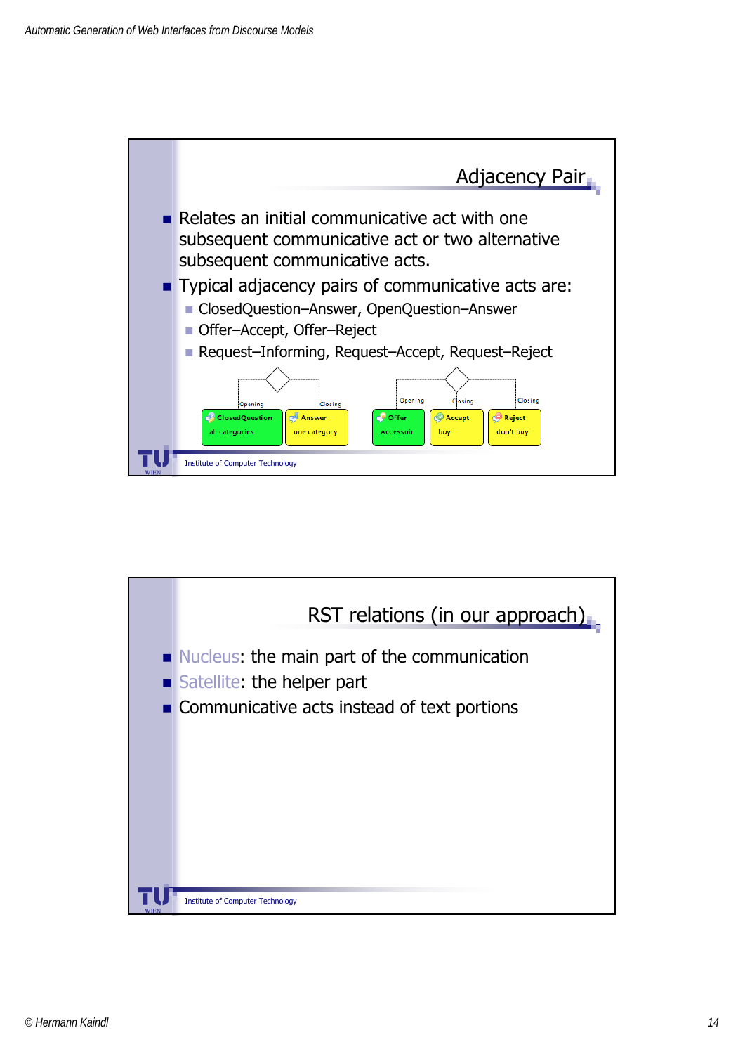## Adjacency Pair

- Relates an initial communicative act with one subsequent communicative act or two alternative subsequent communicative acts.
- Typical adjacency pairs of communicative acts are:
  - ClosedQuestion–Answer, OpenQuestion–Answer
  - Offer–Accept, Offer–Reject
  - Request–Informing, Request–Accept, Request–Reject

Opening
ClosedQuestion
all categories
Closing
Answer
one category

Opening
Offer
Accessoir
Closing
Accept
buy
Closing
Reject
don't buy

Institute of Computer Technology

## RST relations (in our approach)

- Nucleus: the main part of the communication
- Satellite: the helper part
- Communicative acts instead of text portions

Institute of Computer Technology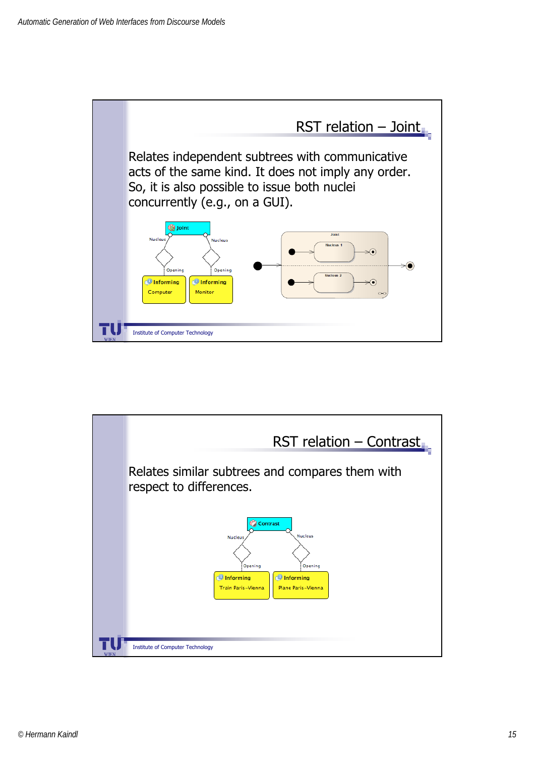## RST relation – Joint

Relates independent subtrees with communicative acts of the same kind. It does not imply any order. So, it is also possible to issue both nuclei concurrently (e.g., on a GUI).

Joint
Nucleus
Nucleus
Opening
Opening
Informing
Computer
Informing
Monitor

Joint
Nucleus 1
Nucleus 2

Institute of Computer Technology

## RST relation – Contrast

Relates similar subtrees and compares them with respect to differences.

Contrast
Nucleus
Nucleus
Opening
Opening
Informing
Train Paris–Vienna
Informing
Plane Paris–Vienna

Institute of Computer Technology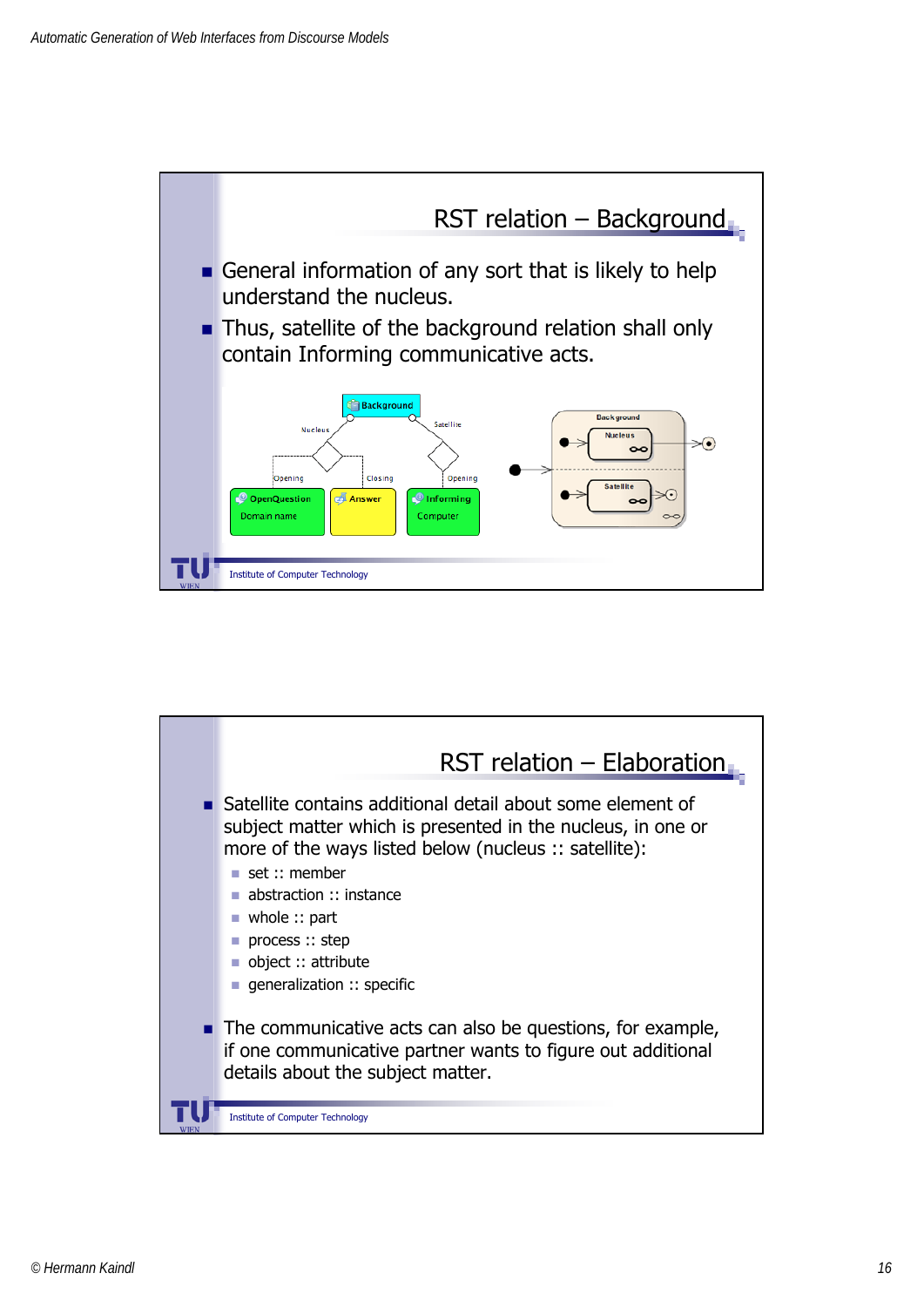## RST relation – Background

- General information of any sort that is likely to help understand the nucleus.
- Thus, satellite of the background relation shall only contain Informing communicative acts.

Background

Nucleus

Satellite

Opening

Closing

Opening

OpenQuestion
Domain name

Answer

Informing
Computer

Background

Nucleus

Satellite

Institute of Computer Technology

## RST relation – Elaboration

- Satellite contains additional detail about some element of subject matter which is presented in the nucleus, in one or more of the ways listed below (nucleus :: satellite):
  - set :: member
  - abstraction :: instance
  - whole :: part
  - process :: step
  - object :: attribute
  - generalization :: specific
- The communicative acts can also be questions, for example, if one communicative partner wants to figure out additional details about the subject matter.

Institute of Computer Technology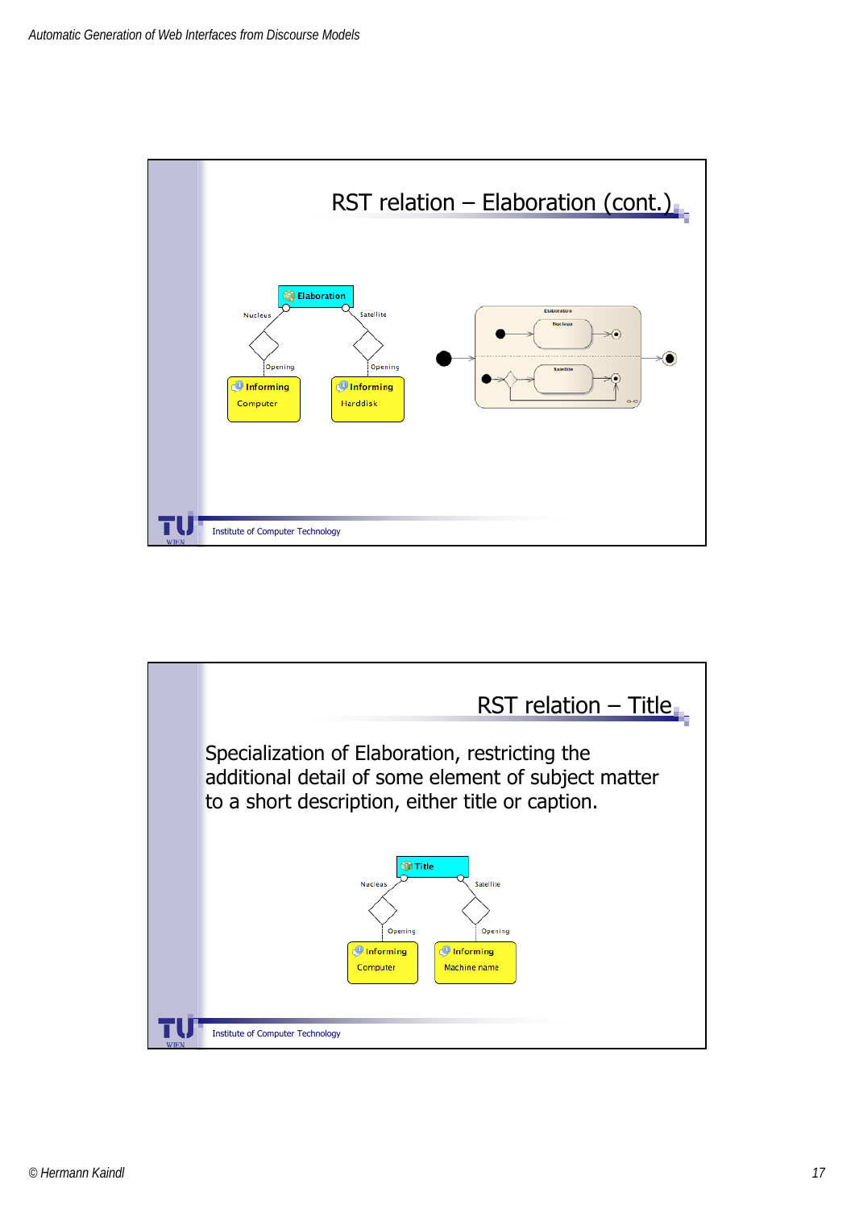## RST relation – Elaboration (cont.)

Elaboration

Nucleus

Satellite

Opening

Opening

Informing

Computer

Informing

Harddisk

Elaboration

Nucleus

Satellite

Institute of Computer Technology

## RST relation – Title

Specialization of Elaboration, restricting the additional detail of some element of subject matter to a short description, either title or caption.

Title

Nucleus

Satellite

Opening

Opening

Informing

Computer

Informing

Machine name

Institute of Computer Technology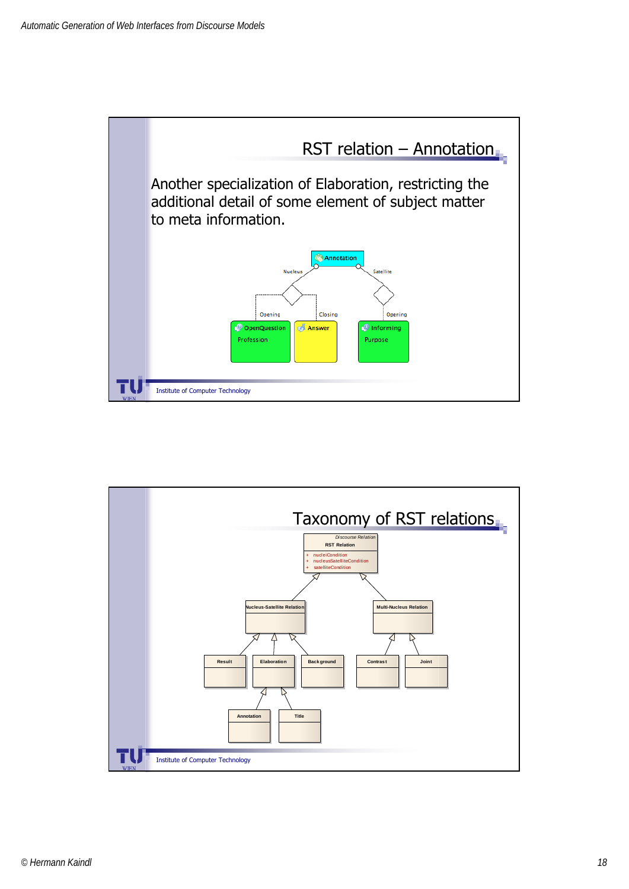## RST relation – Annotation

Another specialization of Elaboration, restricting the additional detail of some element of subject matter to meta information.

Annotation

Nucleus

Satellite

Opening

Closing

Opening

OpenQuestion

Profession

Answer

Informing

Purpose

Institute of Computer Technology

## Taxonomy of RST relations

Discourse Relation

RST Relation

+ nucleiCondition

+ nucleusSatelliteCondition

+ satelliteCondition

Nucleus-Satellite Relation

Multi-Nucleus Relation

Result

Elaboration

Background

Contrast

Joint

Annotation

Title

Institute of Computer Technology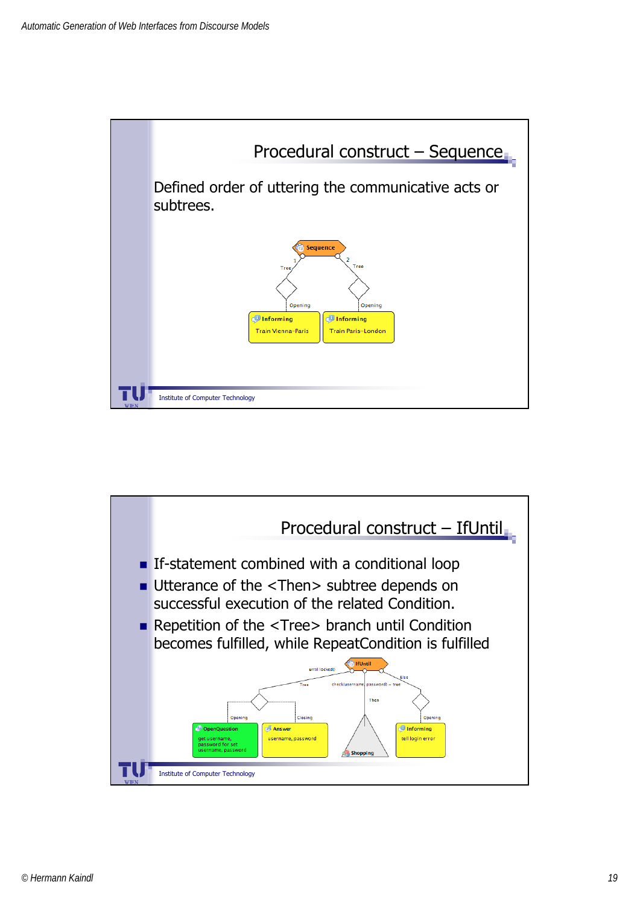## Procedural construct – Sequence

Defined order of uttering the communicative acts or subtrees.

Sequence
1
Tree
2
Tree
Opening
Opening
Informing
Train Vienna-Paris
Informing
Train Paris-London

Institute of Computer Technology

## Procedural construct – IfUntil

- If-statement combined with a conditional loop
- Utterance of the <Then> subtree depends on successful execution of the related Condition.
- Repetition of the <Tree> branch until Condition becomes fulfilled, while RepeatCondition is fulfilled

IfUntil
until locked()
Tree
check(username, password) = true
Else
Then
Opening
Closing
Opening
OpenQuestion
get username, password for set username, password
Answer
username, password
Shopping
Informing
tell login error

Institute of Computer Technology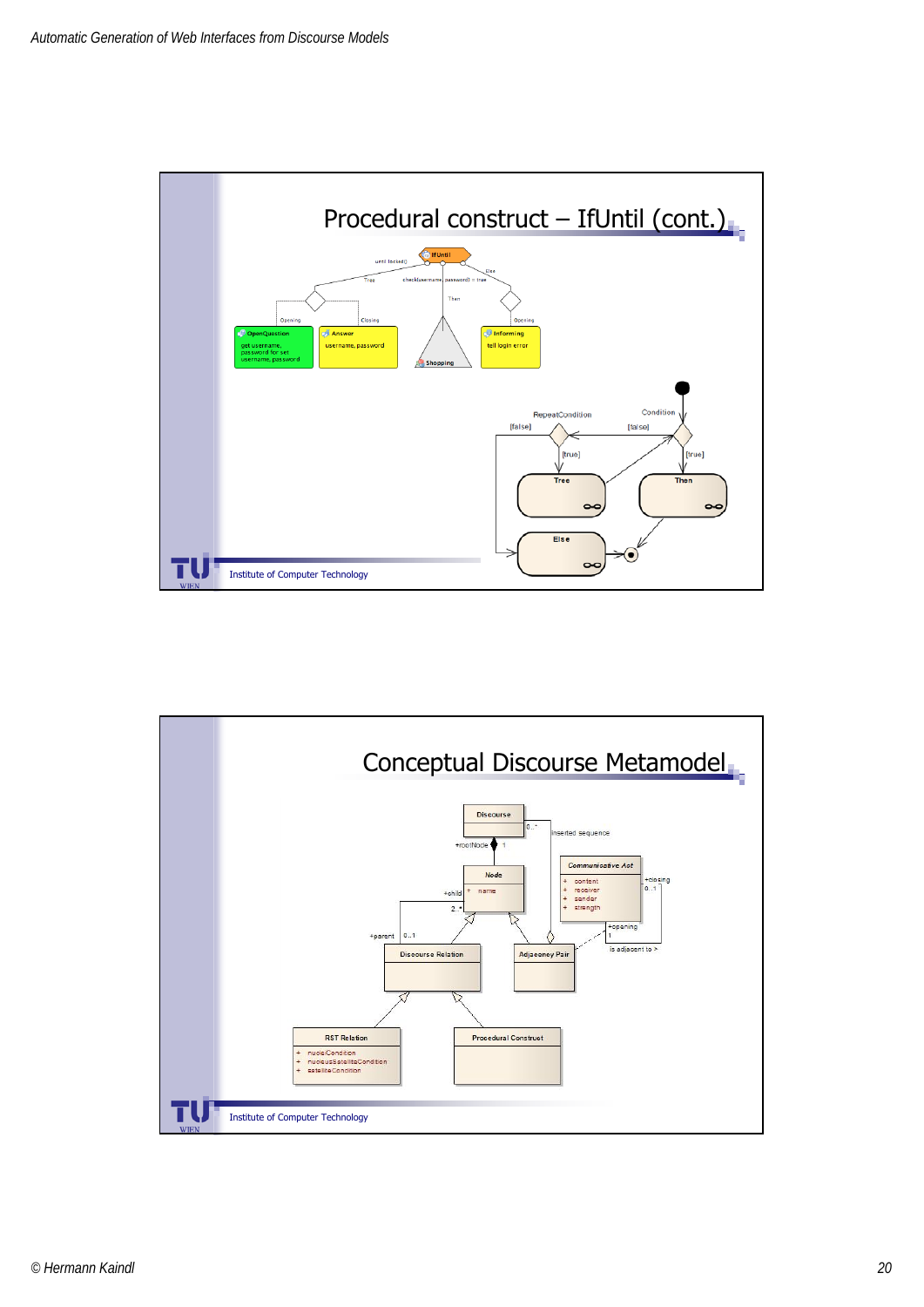## Procedural construct – IfUntil (cont.)

IfUntil

until locked()

Tree

check(username, password) = true

Else

Then

Opening

Closing

Opening

OpenQuestion

get username, password for set username, password

Answer

username, password

Shopping

Informing

tell login error

RepeatCondition

Condition

[false]

[false]

[true]

[true]

Tree

Then

Else

Institute of Computer Technology

## Conceptual Discourse Metamodel

Discourse

0..*

inserted sequence

+rootNode

1

Node

+ name

+child

2..*

Communicative Act

+ content
+ receiver
+ sender
+ strength

+closing

0..1

+opening

1

is adjacent to >

+parent

0..1

Discourse Relation

Adjacency Pair

RST Relation

+ nucleiCondition
+ nucleusSatelliteCondition
+ satelliteCondition

Procedural Construct

Institute of Computer Technology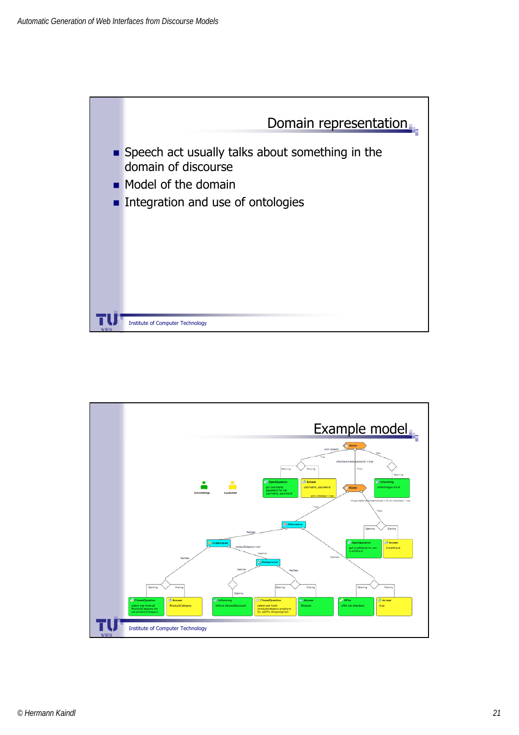## Domain representation

- Speech act usually talks about something in the domain of discourse
- Model of the domain
- Integration and use of ontologies

Institute of Computer Technology

## Example model

IfUntil

until locked()

True

Else

checkUsername,password() = true

Opening

Closing

Then

Opening

OnlineShop

Customer

OpenQuestion

get username, password for set username, password

Answer

username, password

until checkout = true

IfUntil

Informing

inform login error

shoppingCart.products.size() > 0 and checkout = true

Then

True

Alternative

Opening

Closing

Nucleus

OpenQuestion

get creditCard for set creditCard

Answer

CreditCard

Elaboration

productCategory!=null

Satellite

Nucleus

Background

Nucleus

Satellite

Nucleus

Opening

Closing

Opening

Opening

Closing

Opening

Closing

ClosedQuestion

select one from all ProductCategory for set productCategory

Answer

ProductCategory

Informing

inform VolumeDiscount

ClosedQuestion

select one from productCategory.products for addTo shoppingCart

Answer

Product

Offer

offer set checkout

Accept

true

Institute of Computer Technology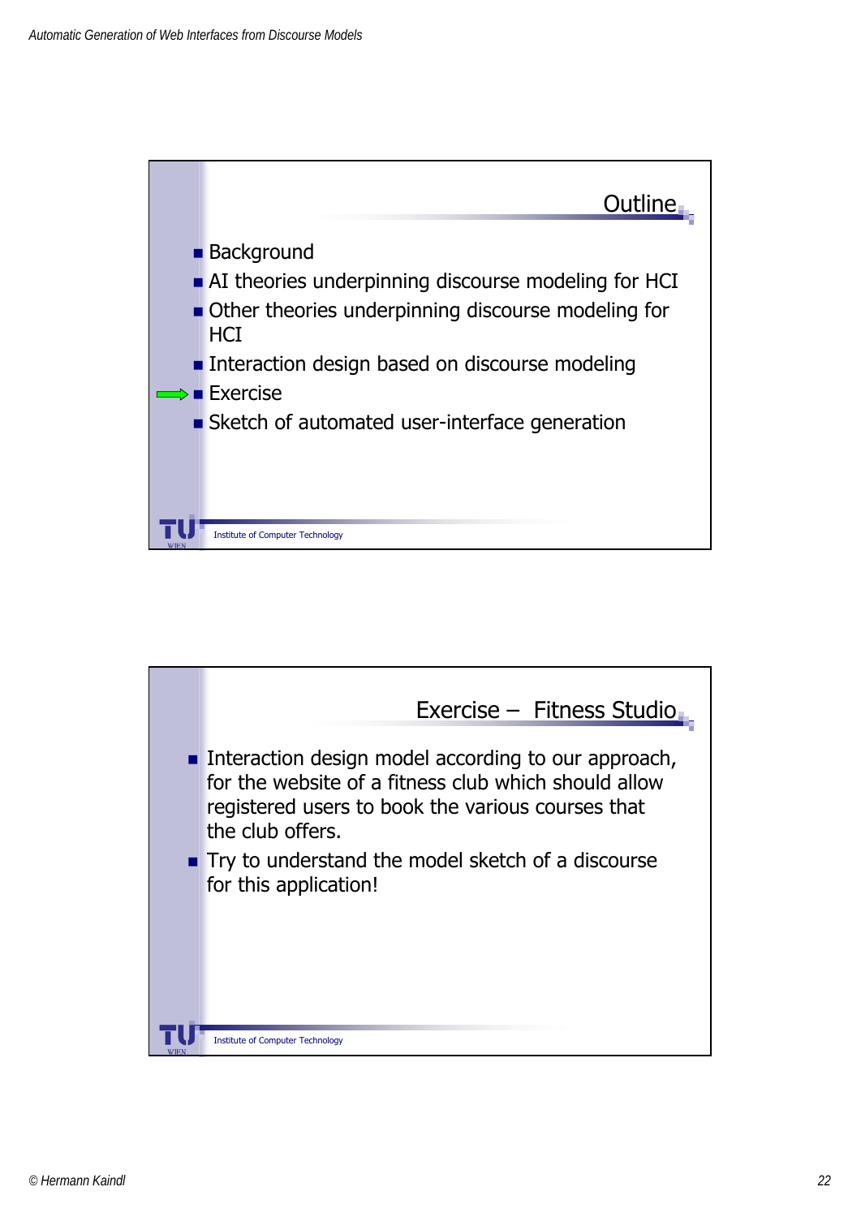## Outline

- Background
- AI theories underpinning discourse modeling for HCI
- Other theories underpinning discourse modeling for HCI
- Interaction design based on discourse modeling
- ⇒ Exercise
- Sketch of automated user-interface generation

Institute of Computer Technology

## Exercise – Fitness Studio

- Interaction design model according to our approach, for the website of a fitness club which should allow registered users to book the various courses that the club offers.
- Try to understand the model sketch of a discourse for this application!

Institute of Computer Technology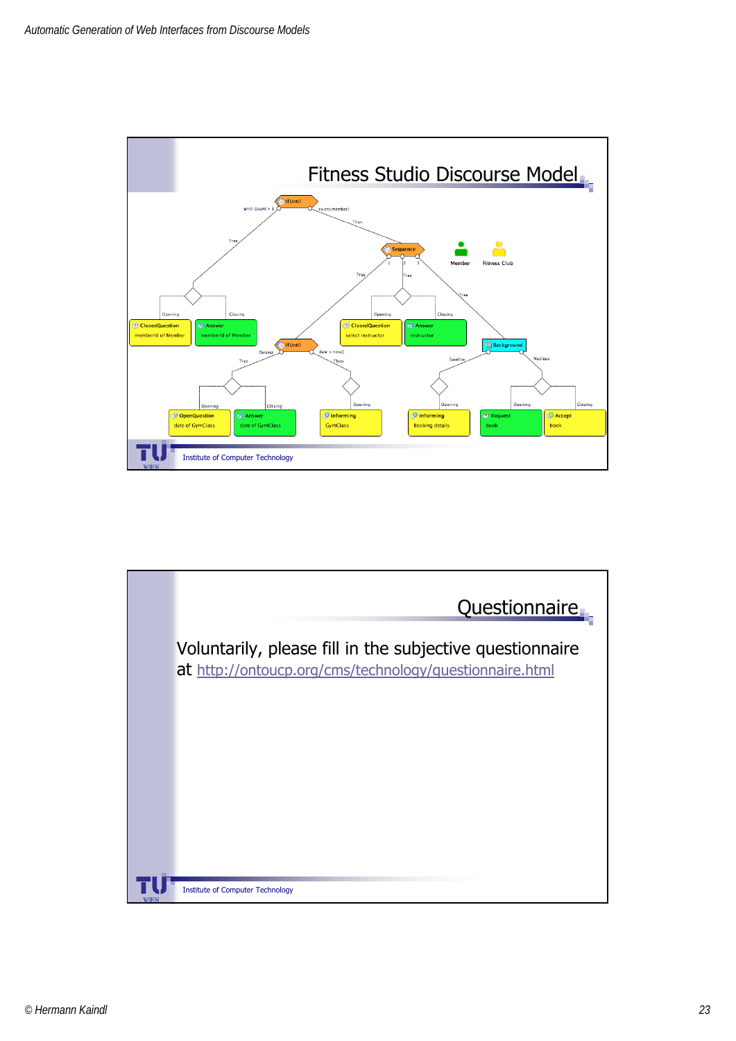## Fitness Studio Discourse Model

IfUntil
until count > 3
exists(member)
Then
Tree
Sequence
1
2
3
Member
Fitness Club
Tree
Tree
Tree
Opening
Closing
Opening
Closing
ClosedQuestion
memberId of Member
Answer
memberId of Member
ClosedQuestion
select instructor
Answer
instructor
IfUntil
forever
date > now()
Tree
Then
Background
Satellite
Nucleus
Opening
Closing
Opening
Opening
Opening
Closing
OpenQuestion
date of GymClass
Answer
date of GymClass
Informing
GymClass
Informing
Booking details
Request
book
Accept
book

Institute of Computer Technology

## Questionnaire

Voluntarily, please fill in the subjective questionnaire at http://ontoucp.org/cms/technology/questionnaire.html

Institute of Computer Technology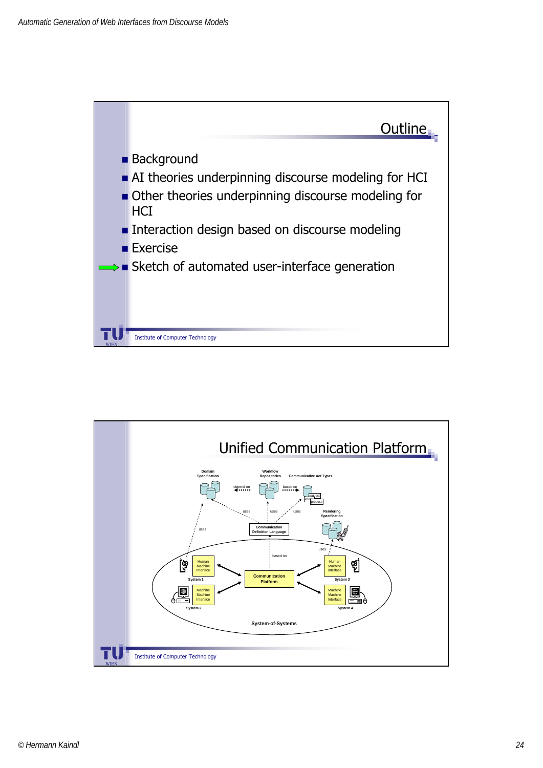## Outline

- Background
- AI theories underpinning discourse modeling for HCI
- Other theories underpinning discourse modeling for HCI
- Interaction design based on discourse modeling
- Exercise
- Sketch of automated user-interface generation

Institute of Computer Technology

## Unified Communication Platform

Domain Specification

Workflow Repositories

Communicative Act Types

depend on

based on

request

inform

propose

uses

uses

uses

uses

Rendering Specification

Communication Definition Language

uses

based on

Human Machine Interface

System 1

Communication Platform

Human Machine Interface

System 3

Machine Machine Interface

System 2

Machine Machine Interface

System 4

System-of-Systems

Institute of Computer Technology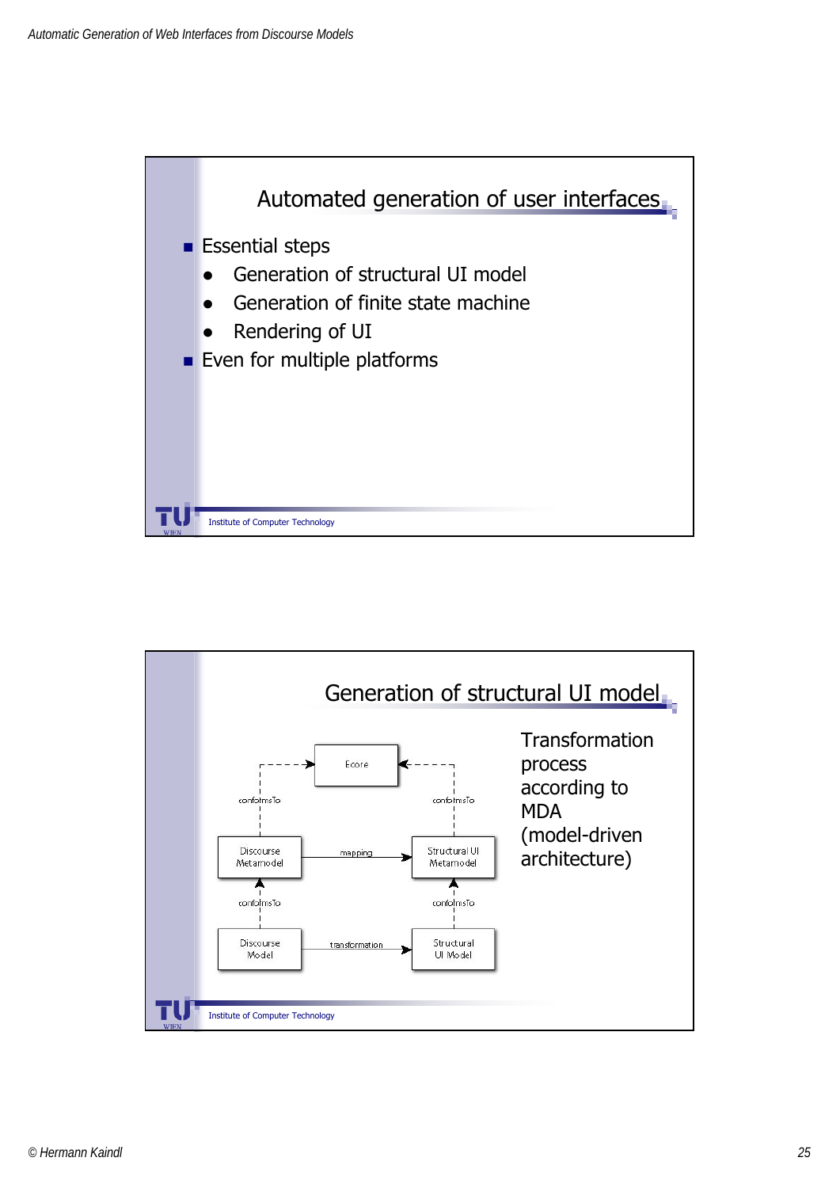## Automated generation of user interfaces

- Essential steps
  - Generation of structural UI model
  - Generation of finite state machine
  - Rendering of UI
- Even for multiple platforms

Institute of Computer Technology

## Generation of structural UI model

Ecore

conformsTo

conformsTo

Discourse Metamodel

mapping

Structural UI Metamodel

conformsTo

conformsTo

Discourse Model

transformation

Structural UI Model

Transformation process according to MDA (model-driven architecture)

Institute of Computer Technology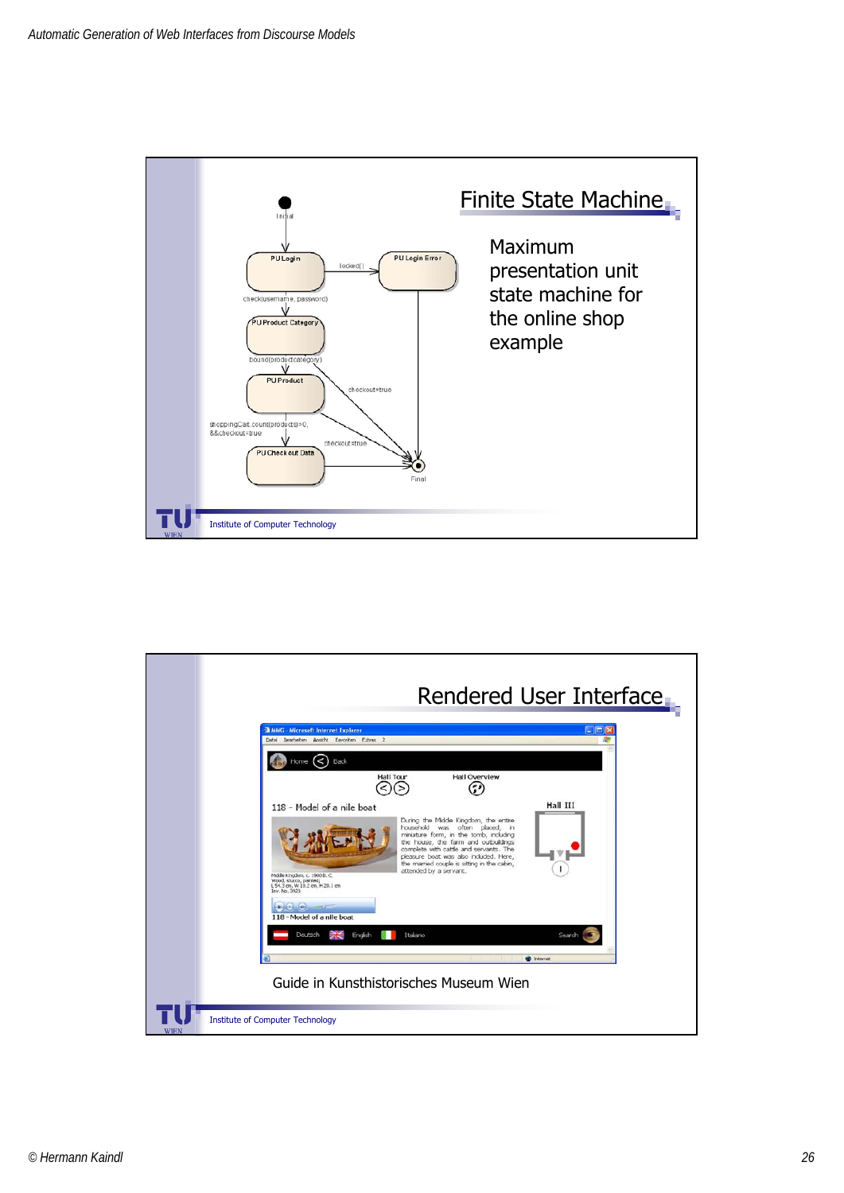## Finite State Machine

Initial

PU Login

locked()

PU Login Error

check(username, password)

PU Product Category

bound(productcategory)

PU Product

checkout=true

shoppingCart.count(products)>0, &&checkout=true

checkout=true

PU Check out Data

Final

Maximum presentation unit state machine for the online shop example

Institute of Computer Technology

## Rendered User Interface

Guide in Kunsthistorisches Museum Wien

Institute of Computer Technology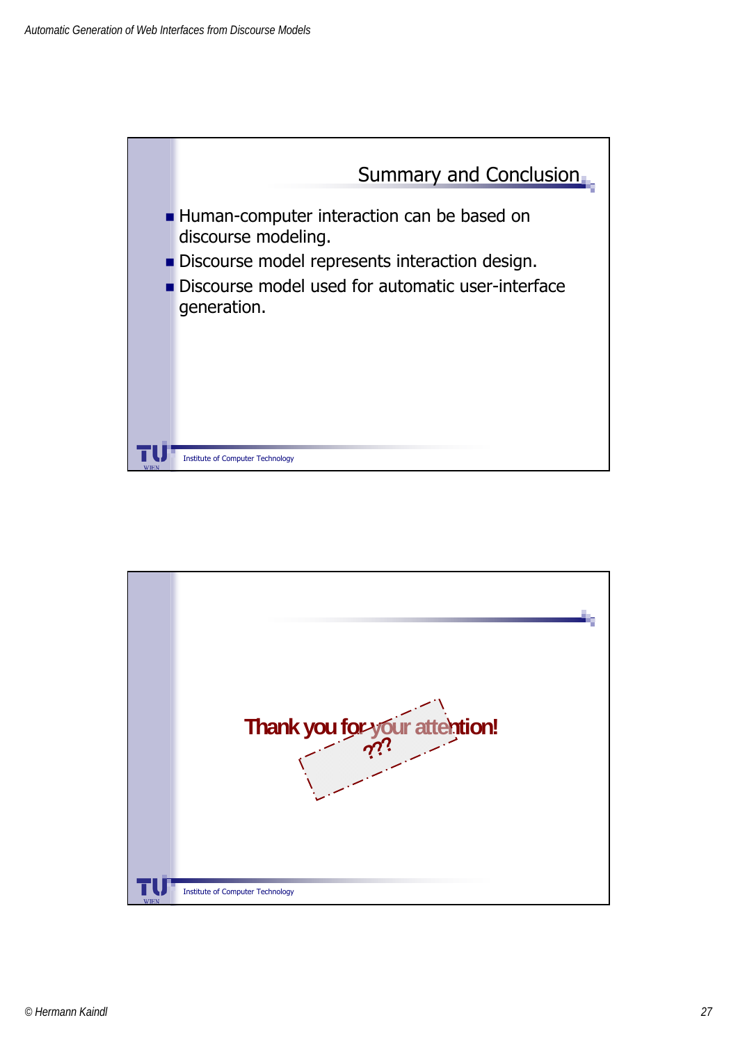## Summary and Conclusion

- Human-computer interaction can be based on discourse modeling.
- Discourse model represents interaction design.
- Discourse model used for automatic user-interface generation.

Institute of Computer Technology

**Thank you for your attention!**

???

Institute of Computer Technology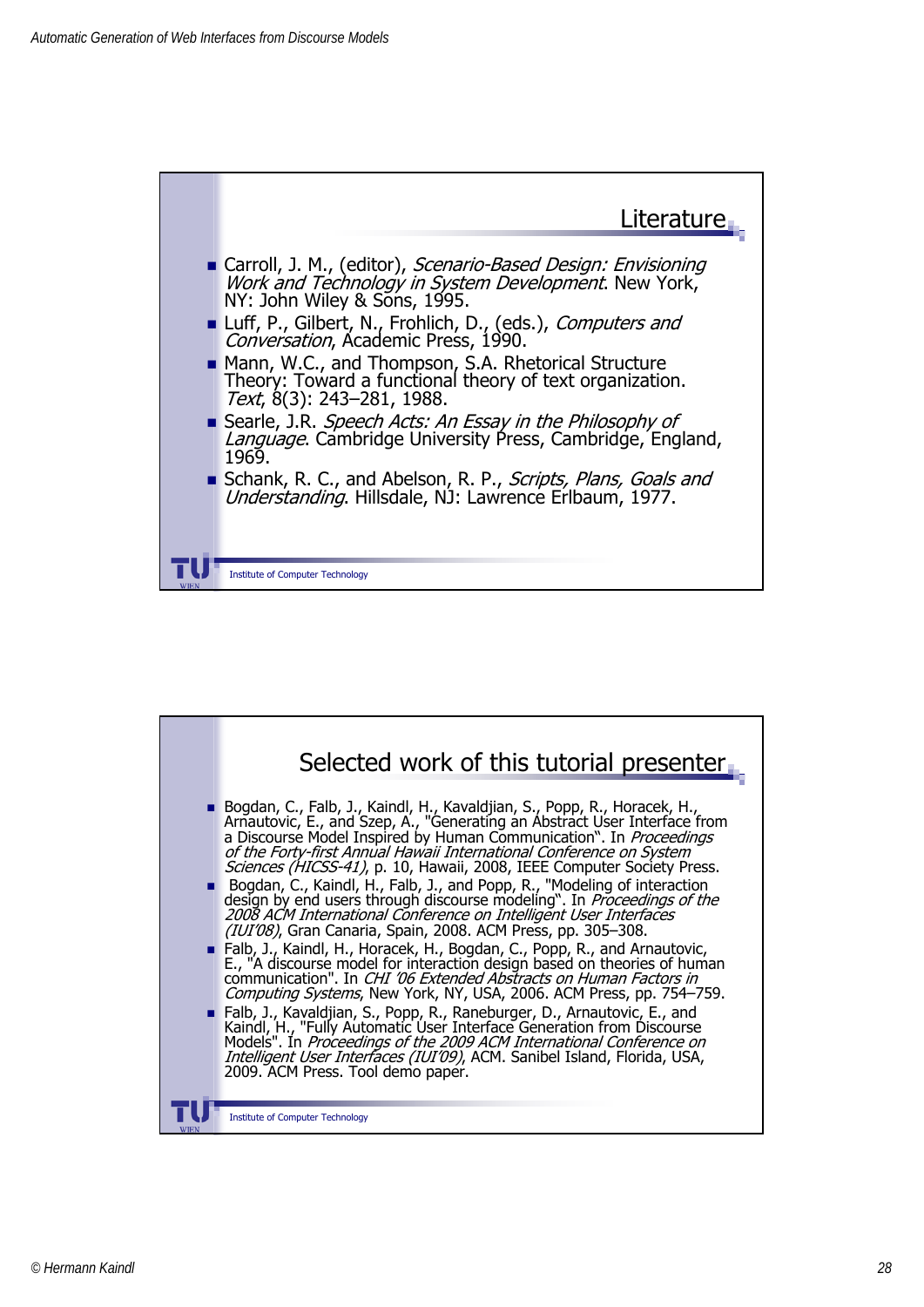## Literature

- Carroll, J. M., (editor), *Scenario-Based Design: Envisioning Work and Technology in System Development*. New York, NY: John Wiley & Sons, 1995.
- Luff, P., Gilbert, N., Frohlich, D., (eds.), *Computers and Conversation*, Academic Press, 1990.
- Mann, W.C., and Thompson, S.A. Rhetorical Structure Theory: Toward a functional theory of text organization. *Text*, 8(3): 243–281, 1988.
- Searle, J.R. *Speech Acts: An Essay in the Philosophy of Language*. Cambridge University Press, Cambridge, England, 1969.
- Schank, R. C., and Abelson, R. P., *Scripts, Plans, Goals and Understanding*. Hillsdale, NJ: Lawrence Erlbaum, 1977.

Institute of Computer Technology

## Selected work of this tutorial presenter

- Bogdan, C., Falb, J., Kaindl, H., Kavaldjian, S., Popp, R., Horacek, H., Arnautovic, E., and Szep, A., "Generating an Abstract User Interface from a Discourse Model Inspired by Human Communication". In *Proceedings of the Forty-first Annual Hawaii International Conference on System Sciences (HICSS-41)*, p. 10, Hawaii, 2008, IEEE Computer Society Press.
- Bogdan, C., Kaindl, H., Falb, J., and Popp, R., "Modeling of interaction design by end users through discourse modeling". In *Proceedings of the 2008 ACM International Conference on Intelligent User Interfaces (IUI'08)*, Gran Canaria, Spain, 2008. ACM Press, pp. 305–308.
- Falb, J., Kaindl, H., Horacek, H., Bogdan, C., Popp, R., and Arnautovic, E., "A discourse model for interaction design based on theories of human communication". In *CHI '06 Extended Abstracts on Human Factors in Computing Systems*, New York, NY, USA, 2006. ACM Press, pp. 754–759.
- Falb, J., Kavaldjian, S., Popp, R., Raneburger, D., Arnautovic, E., and Kaindl, H., "Fully Automatic User Interface Generation from Discourse Models". In *Proceedings of the 2009 ACM International Conference on Intelligent User Interfaces (IUI'09)*, ACM. Sanibel Island, Florida, USA, 2009. ACM Press. Tool demo paper.

Institute of Computer Technology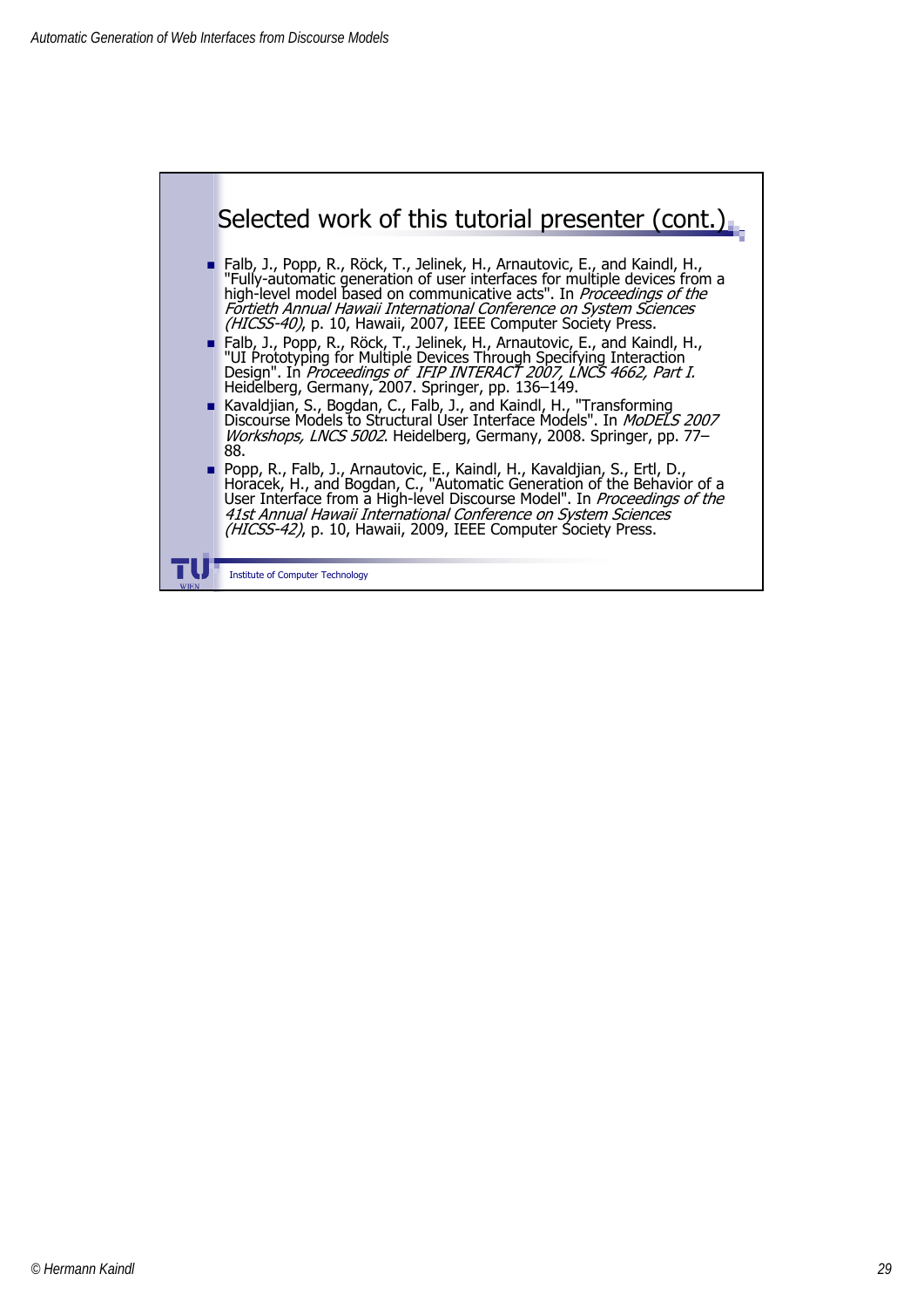## Selected work of this tutorial presenter (cont.)

- Falb, J., Popp, R., Röck, T., Jelinek, H., Arnautovic, E., and Kaindl, H., "Fully-automatic generation of user interfaces for multiple devices from a high-level model based on communicative acts". In *Proceedings of the Fortieth Annual Hawaii International Conference on System Sciences (HICSS-40)*, p. 10, Hawaii, 2007, IEEE Computer Society Press.
- Falb, J., Popp, R., Röck, T., Jelinek, H., Arnautovic, E., and Kaindl, H., "UI Prototyping for Multiple Devices Through Specifying Interaction Design". In *Proceedings of IFIP INTERACT 2007, LNCS 4662, Part I.* Heidelberg, Germany, 2007. Springer, pp. 136–149.
- Kavaldjian, S., Bogdan, C., Falb, J., and Kaindl, H., "Transforming Discourse Models to Structural User Interface Models". In *MoDELS 2007 Workshops, LNCS 5002*. Heidelberg, Germany, 2008. Springer, pp. 77–88.
- Popp, R., Falb, J., Arnautovic, E., Kaindl, H., Kavaldjian, S., Ertl, D., Horacek, H., and Bogdan, C., "Automatic Generation of the Behavior of a User Interface from a High-level Discourse Model". In *Proceedings of the 41st Annual Hawaii International Conference on System Sciences (HICSS-42)*, p. 10, Hawaii, 2009, IEEE Computer Society Press.

Institute of Computer Technology